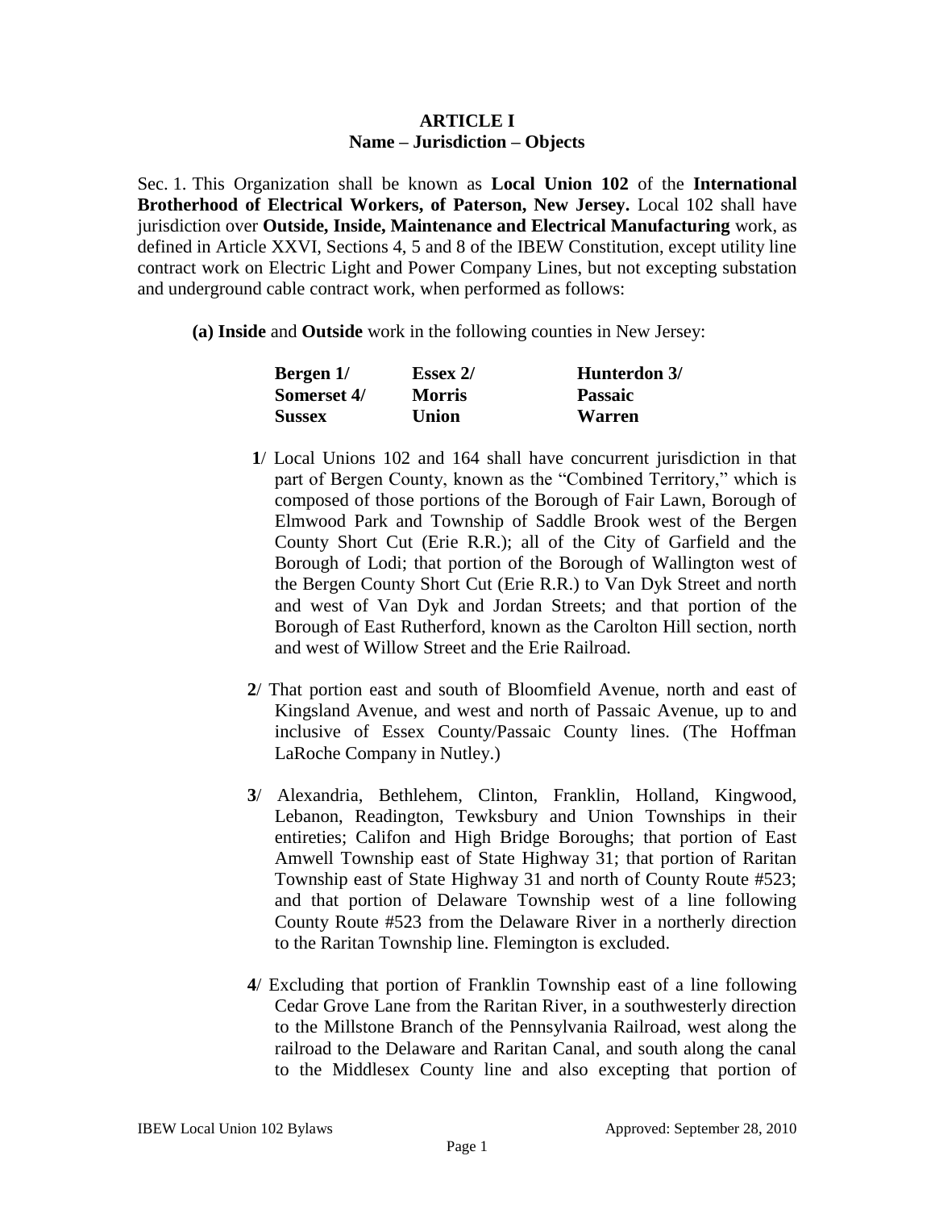## ARTICLE I
## Name – Jurisdiction – Objects

Sec. 1. This Organization shall be known as **Local Union 102** of the **International Brotherhood of Electrical Workers, of Paterson, New Jersey.** Local 102 shall have jurisdiction over **Outside, Inside, Maintenance and Electrical Manufacturing** work, as defined in Article XXVI, Sections 4, 5 and 8 of the IBEW Constitution, except utility line contract work on Electric Light and Power Company Lines, but not excepting substation and underground cable contract work, when performed as follows:

**(a) Inside** and **Outside** work in the following counties in New Jersey:

| | | |
|---|---|---|
| **Bergen 1/** | **Essex 2/** | **Hunterdon 3/** |
| **Somerset 4/** | **Morris** | **Passaic** |
| **Sussex** | **Union** | **Warren** |

**1**/ Local Unions 102 and 164 shall have concurrent jurisdiction in that part of Bergen County, known as the "Combined Territory," which is composed of those portions of the Borough of Fair Lawn, Borough of Elmwood Park and Township of Saddle Brook west of the Bergen County Short Cut (Erie R.R.); all of the City of Garfield and the Borough of Lodi; that portion of the Borough of Wallington west of the Bergen County Short Cut (Erie R.R.) to Van Dyk Street and north and west of Van Dyk and Jordan Streets; and that portion of the Borough of East Rutherford, known as the Carolton Hill section, north and west of Willow Street and the Erie Railroad.

**2**/ That portion east and south of Bloomfield Avenue, north and east of Kingsland Avenue, and west and north of Passaic Avenue, up to and inclusive of Essex County/Passaic County lines. (The Hoffman LaRoche Company in Nutley.)

**3**/ Alexandria, Bethlehem, Clinton, Franklin, Holland, Kingwood, Lebanon, Readington, Tewksbury and Union Townships in their entireties; Califon and High Bridge Boroughs; that portion of East Amwell Township east of State Highway 31; that portion of Raritan Township east of State Highway 31 and north of County Route #523; and that portion of Delaware Township west of a line following County Route #523 from the Delaware River in a northerly direction to the Raritan Township line. Flemington is excluded.

**4**/ Excluding that portion of Franklin Township east of a line following Cedar Grove Lane from the Raritan River, in a southwesterly direction to the Millstone Branch of the Pennsylvania Railroad, west along the railroad to the Delaware and Raritan Canal, and south along the canal to the Middlesex County line and also excepting that portion of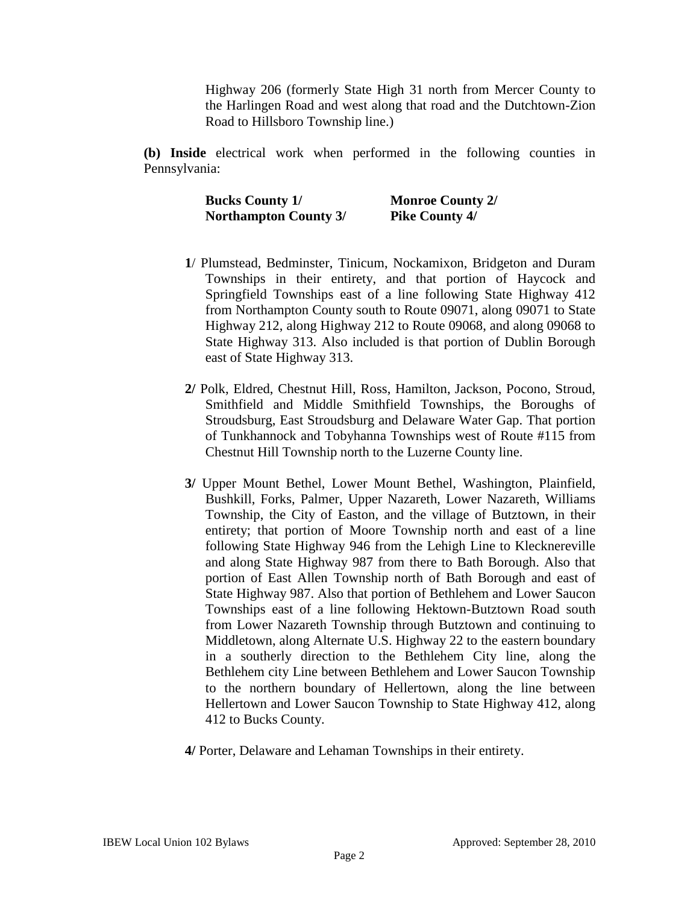Highway 206 (formerly State High 31 north from Mercer County to the Harlingen Road and west along that road and the Dutchtown-Zion Road to Hillsboro Township line.)

**(b) Inside** electrical work when performed in the following counties in Pennsylvania:

| | |
|---|---|
| **Bucks County 1/** | **Monroe County 2/** |
| **Northampton County 3/** | **Pike County 4/** |

**1**/ Plumstead, Bedminster, Tinicum, Nockamixon, Bridgeton and Duram Townships in their entirety, and that portion of Haycock and Springfield Townships east of a line following State Highway 412 from Northampton County south to Route 09071, along 09071 to State Highway 212, along Highway 212 to Route 09068, and along 09068 to State Highway 313. Also included is that portion of Dublin Borough east of State Highway 313.

**2/** Polk, Eldred, Chestnut Hill, Ross, Hamilton, Jackson, Pocono, Stroud, Smithfield and Middle Smithfield Townships, the Boroughs of Stroudsburg, East Stroudsburg and Delaware Water Gap. That portion of Tunkhannock and Tobyhanna Townships west of Route #115 from Chestnut Hill Township north to the Luzerne County line.

**3/** Upper Mount Bethel, Lower Mount Bethel, Washington, Plainfield, Bushkill, Forks, Palmer, Upper Nazareth, Lower Nazareth, Williams Township, the City of Easton, and the village of Butztown, in their entirety; that portion of Moore Township north and east of a line following State Highway 946 from the Lehigh Line to Klecknereville and along State Highway 987 from there to Bath Borough. Also that portion of East Allen Township north of Bath Borough and east of State Highway 987. Also that portion of Bethlehem and Lower Saucon Townships east of a line following Hektown-Butztown Road south from Lower Nazareth Township through Butztown and continuing to Middletown, along Alternate U.S. Highway 22 to the eastern boundary in a southerly direction to the Bethlehem City line, along the Bethlehem city Line between Bethlehem and Lower Saucon Township to the northern boundary of Hellertown, along the line between Hellertown and Lower Saucon Township to State Highway 412, along 412 to Bucks County.

**4/** Porter, Delaware and Lehaman Townships in their entirety.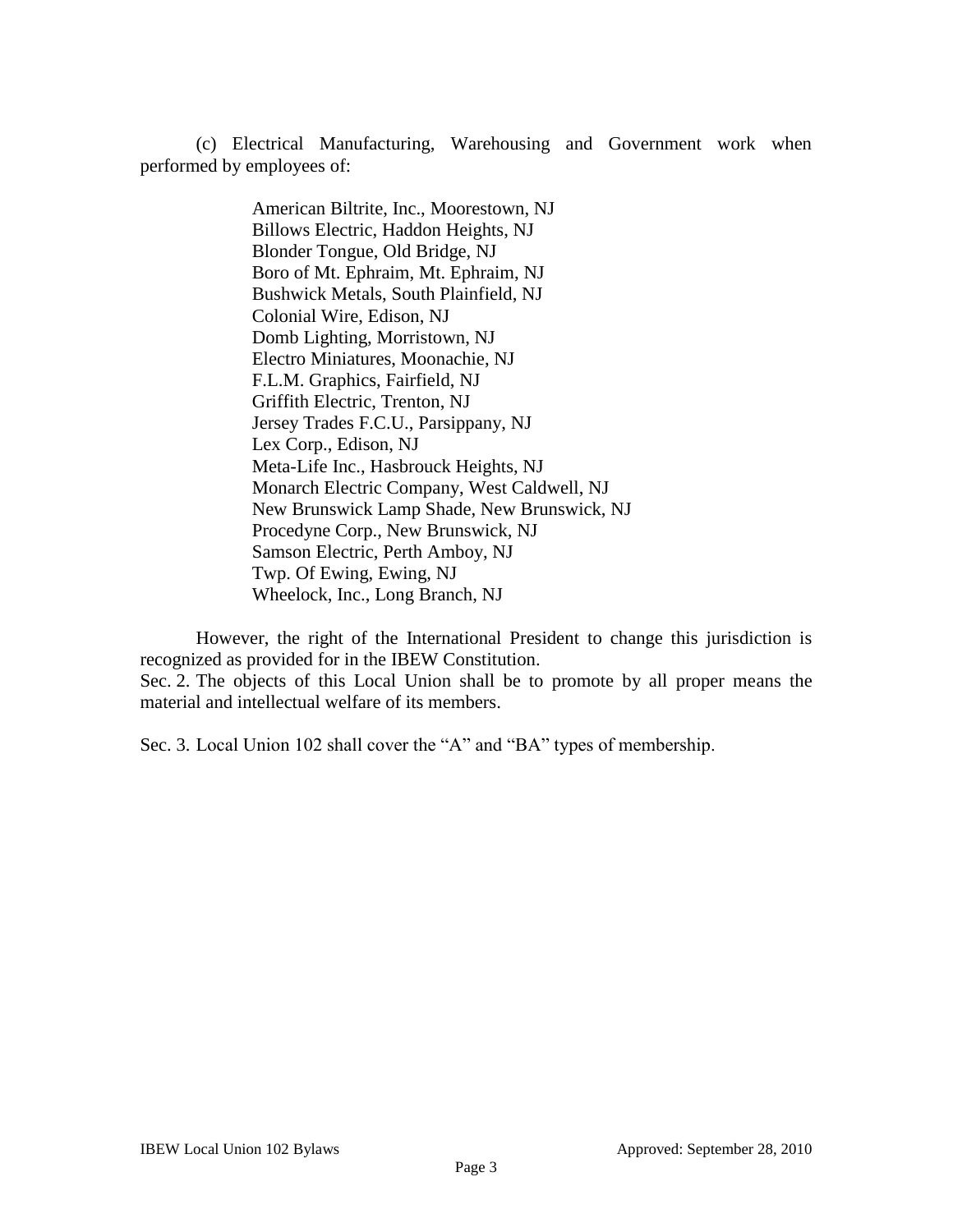(c) Electrical Manufacturing, Warehousing and Government work when performed by employees of:

American Biltrite, Inc., Moorestown, NJ
Billows Electric, Haddon Heights, NJ
Blonder Tongue, Old Bridge, NJ
Boro of Mt. Ephraim, Mt. Ephraim, NJ
Bushwick Metals, South Plainfield, NJ
Colonial Wire, Edison, NJ
Domb Lighting, Morristown, NJ
Electro Miniatures, Moonachie, NJ
F.L.M. Graphics, Fairfield, NJ
Griffith Electric, Trenton, NJ
Jersey Trades F.C.U., Parsippany, NJ
Lex Corp., Edison, NJ
Meta-Life Inc., Hasbrouck Heights, NJ
Monarch Electric Company, West Caldwell, NJ
New Brunswick Lamp Shade, New Brunswick, NJ
Procedyne Corp., New Brunswick, NJ
Samson Electric, Perth Amboy, NJ
Twp. Of Ewing, Ewing, NJ
Wheelock, Inc., Long Branch, NJ

However, the right of the International President to change this jurisdiction is recognized as provided for in the IBEW Constitution.

Sec. 2. The objects of this Local Union shall be to promote by all proper means the material and intellectual welfare of its members.

Sec. 3. Local Union 102 shall cover the "A" and "BA" types of membership.